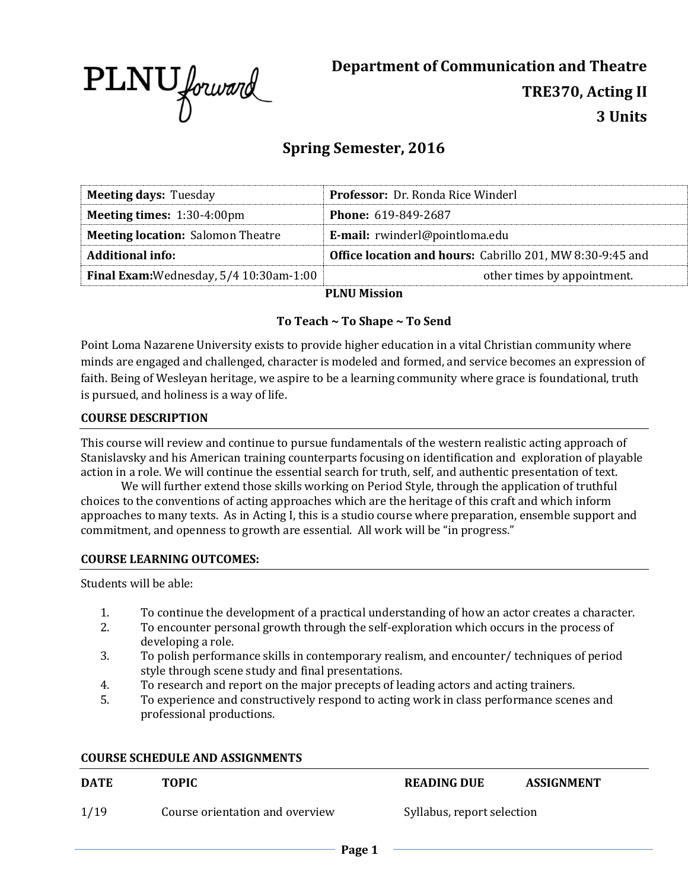PLNU forward

**Department of Communication and Theatre**
**TRE370, Acting II**
**3 Units**

## Spring Semester, 2016

| **Meeting days:** Tuesday | **Professor:** Dr. Ronda Rice Winderl |
|---|---|
| **Meeting times:** 1:30-4:00pm | **Phone:** 619-849-2687 |
| **Meeting location:** Salomon Theatre | **E-mail:** rwinderl@pointloma.edu |
| **Additional info:** | **Office location and hours:** Cabrillo 201, MW 8:30-9:45 and |
| **Final Exam:** Wednesday, 5/4 10:30am-1:00 | other times by appointment. |

**PLNU Mission**

**To Teach ~ To Shape ~ To Send**

Point Loma Nazarene University exists to provide higher education in a vital Christian community where minds are engaged and challenged, character is modeled and formed, and service becomes an expression of faith. Being of Wesleyan heritage, we aspire to be a learning community where grace is foundational, truth is pursued, and holiness is a way of life.

### COURSE DESCRIPTION

This course will review and continue to pursue fundamentals of the western realistic acting approach of Stanislavsky and his American training counterparts focusing on identification and exploration of playable action in a role. We will continue the essential search for truth, self, and authentic presentation of text.

We will further extend those skills working on Period Style, through the application of truthful choices to the conventions of acting approaches which are the heritage of this craft and which inform approaches to many texts. As in Acting I, this is a studio course where preparation, ensemble support and commitment, and openness to growth are essential. All work will be "in progress."

### COURSE LEARNING OUTCOMES:

Students will be able:

1. To continue the development of a practical understanding of how an actor creates a character.
2. To encounter personal growth through the self-exploration which occurs in the process of developing a role.
3. To polish performance skills in contemporary realism, and encounter/ techniques of period style through scene study and final presentations.
4. To research and report on the major precepts of leading actors and acting trainers.
5. To experience and constructively respond to acting work in class performance scenes and professional productions.

### COURSE SCHEDULE AND ASSIGNMENTS

| DATE | TOPIC | READING DUE | ASSIGNMENT |
|---|---|---|---|
| 1/19 | Course orientation and overview | Syllabus, report selection | |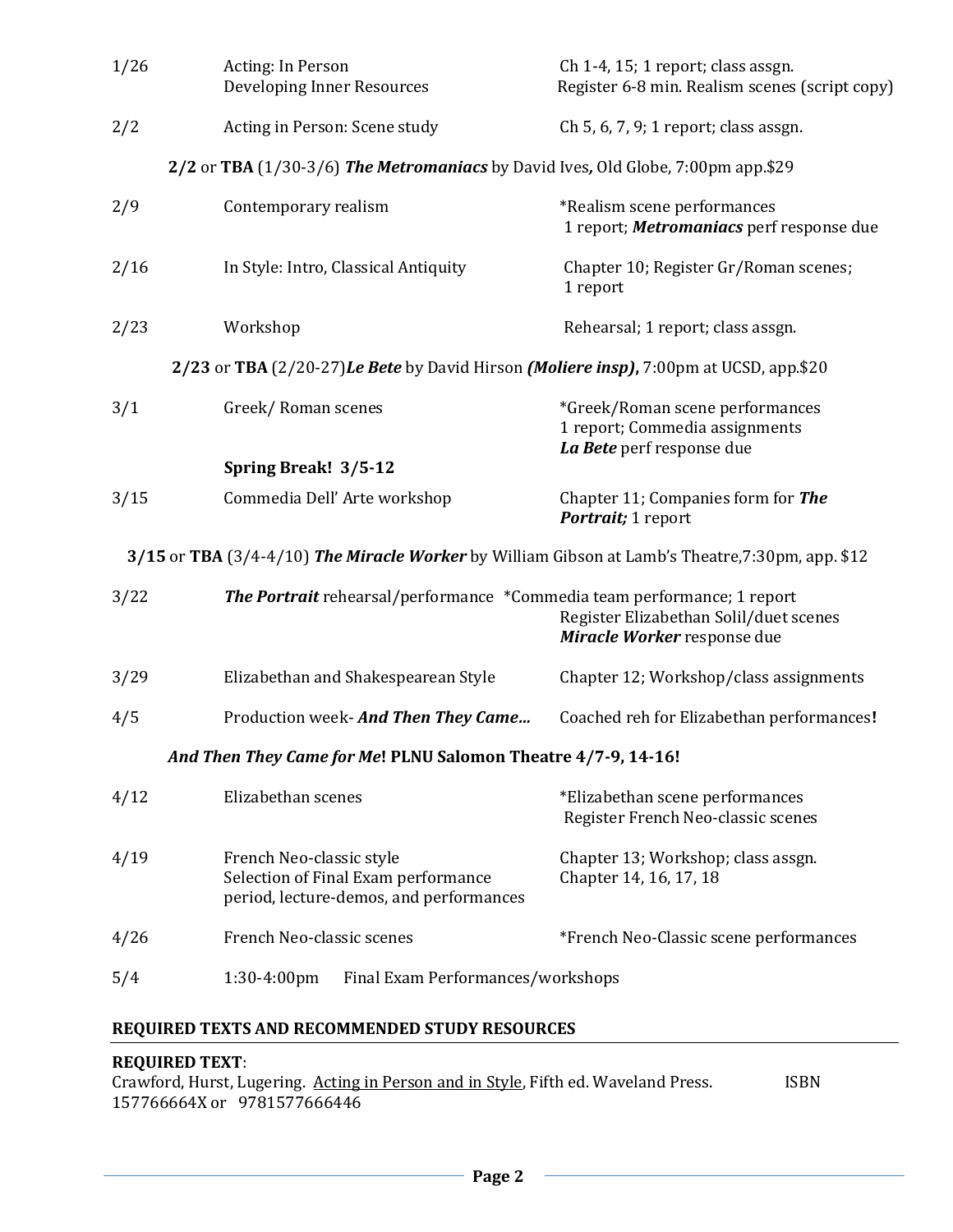| Date | Topic | Assignments |
|---|---|---|
| 1/26 | Acting: In Person<br>Developing Inner Resources | Ch 1-4, 15; 1 report; class assgn.<br>Register 6-8 min. Realism scenes (script copy) |
| 2/2 | Acting in Person: Scene study | Ch 5, 6, 7, 9; 1 report; class assgn. |
| | **2/2** or **TBA** (1/30-3/6) ***The Metromaniacs*** by David Ives***,*** Old Globe, 7:00pm app.$29 | |
| 2/9 | Contemporary realism | *Realism scene performances<br>1 report; ***Metromaniacs*** perf response due |
| 2/16 | In Style: Intro, Classical Antiquity | Chapter 10; Register Gr/Roman scenes;<br>1 report |
| 2/23 | Workshop | Rehearsal; 1 report; class assgn. |
| | **2/23** or **TBA** (2/20-27)***Le Bete*** by David Hirson ***(Moliere insp)***, 7:00pm at UCSD, app.$20 | |
| 3/1 | Greek/ Roman scenes | *Greek/Roman scene performances<br>1 report; Commedia assignments<br>***La Bete*** perf response due |
| | **Spring Break! 3/5-12** | |
| 3/15 | Commedia Dell' Arte workshop | Chapter 11; Companies form for ***The Portrait;*** 1 report |
| | **3/15** or **TBA** (3/4-4/10) ***The Miracle Worker*** by William Gibson at Lamb's Theatre,7:30pm, app. $12 | |
| 3/22 | ***The Portrait*** rehearsal/performance | *Commedia team performance; 1 report<br>Register Elizabethan Solil/duet scenes<br>***Miracle Worker*** response due |
| 3/29 | Elizabethan and Shakespearean Style | Chapter 12; Workshop/class assignments |
| 4/5 | Production week- ***And Then They Came...*** | Coached reh for Elizabethan performances**!** |
| | ***And Then They Came for Me*! PLNU Salomon Theatre 4/7-9, 14-16!** | |
| 4/12 | Elizabethan scenes | *Elizabethan scene performances<br>Register French Neo-classic scenes |
| 4/19 | French Neo-classic style<br>Selection of Final Exam performance period, lecture-demos, and performances | Chapter 13; Workshop; class assgn.<br>Chapter 14, 16, 17, 18 |
| 4/26 | French Neo-classic scenes | *French Neo-Classic scene performances |
| 5/4 | 1:30-4:00pm Final Exam Performances/workshops | |

## REQUIRED TEXTS AND RECOMMENDED STUDY RESOURCES

**REQUIRED TEXT**:
Crawford, Hurst, Lugering. Acting in Person and in Style, Fifth ed. Waveland Press. ISBN 157766664X or 9781577666446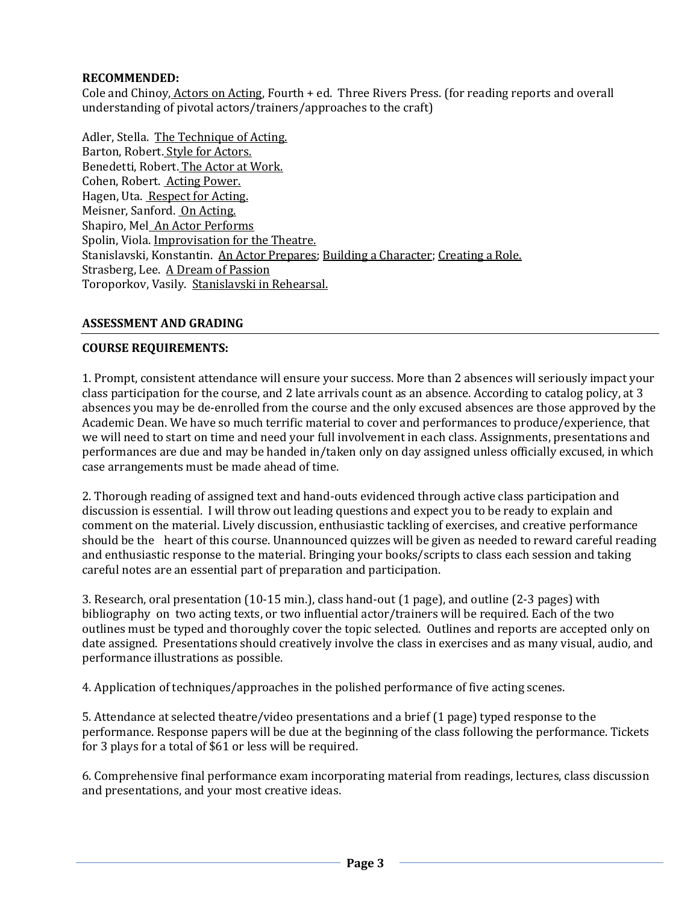**RECOMMENDED:**
Cole and Chinoy, Actors on Acting, Fourth + ed. Three Rivers Press. (for reading reports and overall understanding of pivotal actors/trainers/approaches to the craft)

Adler, Stella. The Technique of Acting.
Barton, Robert. Style for Actors.
Benedetti, Robert. The Actor at Work.
Cohen, Robert. Acting Power.
Hagen, Uta. Respect for Acting.
Meisner, Sanford. On Acting.
Shapiro, Mel An Actor Performs
Spolin, Viola. Improvisation for the Theatre.
Stanislavski, Konstantin. An Actor Prepares; Building a Character; Creating a Role.
Strasberg, Lee. A Dream of Passion
Toroporkov, Vasily. Stanislavski in Rehearsal.

## ASSESSMENT AND GRADING

**COURSE REQUIREMENTS:**

1. Prompt, consistent attendance will ensure your success. More than 2 absences will seriously impact your class participation for the course, and 2 late arrivals count as an absence. According to catalog policy, at 3 absences you may be de-enrolled from the course and the only excused absences are those approved by the Academic Dean. We have so much terrific material to cover and performances to produce/experience, that we will need to start on time and need your full involvement in each class. Assignments, presentations and performances are due and may be handed in/taken only on day assigned unless officially excused, in which case arrangements must be made ahead of time.

2. Thorough reading of assigned text and hand-outs evidenced through active class participation and discussion is essential. I will throw out leading questions and expect you to be ready to explain and comment on the material. Lively discussion, enthusiastic tackling of exercises, and creative performance should be the heart of this course. Unannounced quizzes will be given as needed to reward careful reading and enthusiastic response to the material. Bringing your books/scripts to class each session and taking careful notes are an essential part of preparation and participation.

3. Research, oral presentation (10-15 min.), class hand-out (1 page), and outline (2-3 pages) with bibliography on two acting texts, or two influential actor/trainers will be required. Each of the two outlines must be typed and thoroughly cover the topic selected. Outlines and reports are accepted only on date assigned. Presentations should creatively involve the class in exercises and as many visual, audio, and performance illustrations as possible.

4. Application of techniques/approaches in the polished performance of five acting scenes.

5. Attendance at selected theatre/video presentations and a brief (1 page) typed response to the performance. Response papers will be due at the beginning of the class following the performance. Tickets for 3 plays for a total of $61 or less will be required.

6. Comprehensive final performance exam incorporating material from readings, lectures, class discussion and presentations, and your most creative ideas.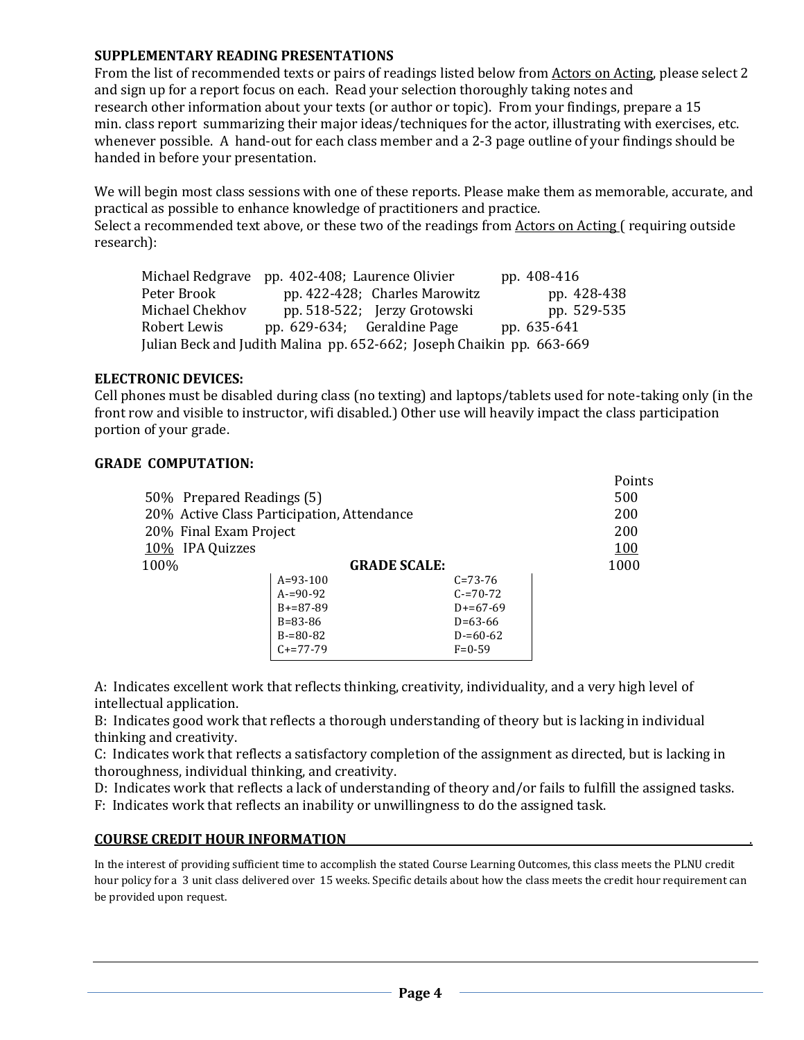**SUPPLEMENTARY READING PRESENTATIONS**

From the list of recommended texts or pairs of readings listed below from Actors on Acting, please select 2 and sign up for a report focus on each. Read your selection thoroughly taking notes and research other information about your texts (or author or topic). From your findings, prepare a 15 min. class report summarizing their major ideas/techniques for the actor, illustrating with exercises, etc. whenever possible. A hand-out for each class member and a 2-3 page outline of your findings should be handed in before your presentation.

We will begin most class sessions with one of these reports. Please make them as memorable, accurate, and practical as possible to enhance knowledge of practitioners and practice.

Select a recommended text above, or these two of the readings from Actors on Acting ( requiring outside research):

Michael Redgrave pp. 402-408; Laurence Olivier pp. 408-416
Peter Brook pp. 422-428; Charles Marowitz pp. 428-438
Michael Chekhov pp. 518-522; Jerzy Grotowski pp. 529-535
Robert Lewis pp. 629-634; Geraldine Page pp. 635-641
Julian Beck and Judith Malina pp. 652-662; Joseph Chaikin pp. 663-669

**ELECTRONIC DEVICES:**

Cell phones must be disabled during class (no texting) and laptops/tablets used for note-taking only (in the front row and visible to instructor, wifi disabled.) Other use will heavily impact the class participation portion of your grade.

**GRADE COMPUTATION:**

| | Points |
|---|---|
| 50% Prepared Readings (5) | 500 |
| 20% Active Class Participation, Attendance | 200 |
| 20% Final Exam Project | 200 |
| 10% IPA Quizzes | 100 |
| 100% | 1000 |

**GRADE SCALE:**

| | |
|---|---|
| A=93-100 | C=73-76 |
| A-=90-92 | C-=70-72 |
| B+=87-89 | D+=67-69 |
| B=83-86 | D=63-66 |
| B-=80-82 | D-=60-62 |
| C+=77-79 | F=0-59 |

A: Indicates excellent work that reflects thinking, creativity, individuality, and a very high level of intellectual application.

B: Indicates good work that reflects a thorough understanding of theory but is lacking in individual thinking and creativity.

C: Indicates work that reflects a satisfactory completion of the assignment as directed, but is lacking in thoroughness, individual thinking, and creativity.

D: Indicates work that reflects a lack of understanding of theory and/or fails to fulfill the assigned tasks.

F: Indicates work that reflects an inability or unwillingness to do the assigned task.

**COURSE CREDIT HOUR INFORMATION**

In the interest of providing sufficient time to accomplish the stated Course Learning Outcomes, this class meets the PLNU credit hour policy for a 3 unit class delivered over 15 weeks. Specific details about how the class meets the credit hour requirement can be provided upon request.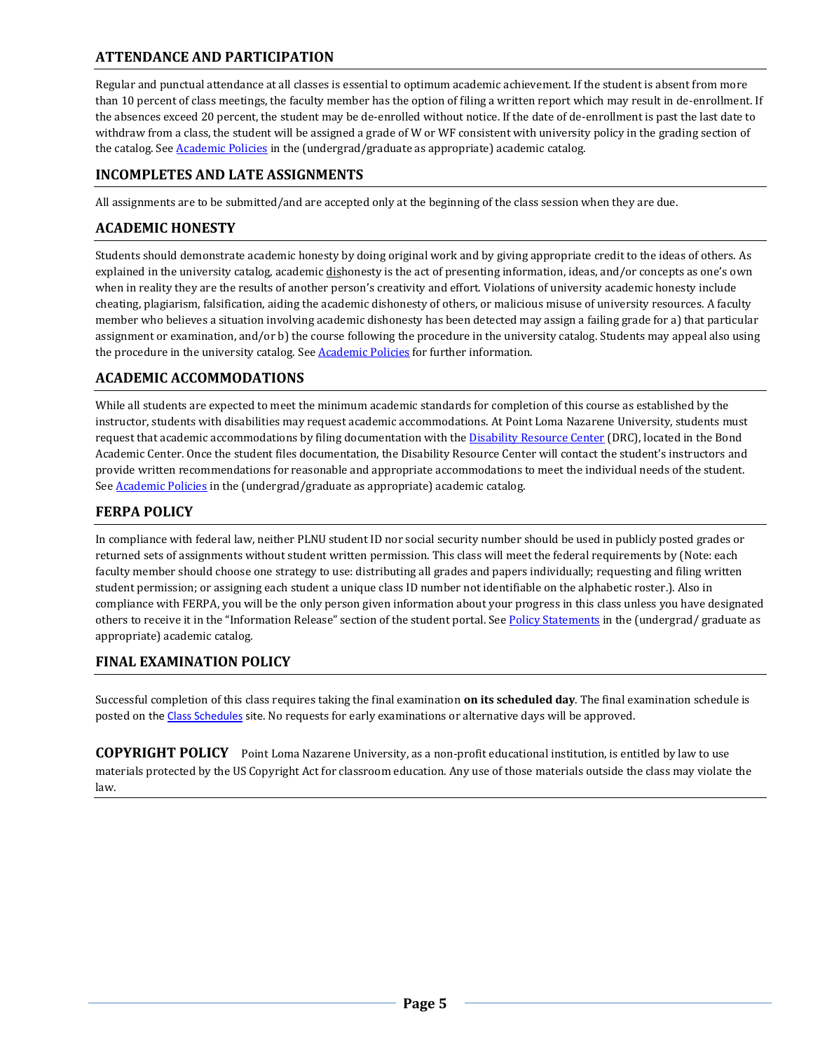## ATTENDANCE AND PARTICIPATION

Regular and punctual attendance at all classes is essential to optimum academic achievement. If the student is absent from more than 10 percent of class meetings, the faculty member has the option of filing a written report which may result in de-enrollment. If the absences exceed 20 percent, the student may be de-enrolled without notice. If the date of de-enrollment is past the last date to withdraw from a class, the student will be assigned a grade of W or WF consistent with university policy in the grading section of the catalog. See Academic Policies in the (undergrad/graduate as appropriate) academic catalog.

## INCOMPLETES AND LATE ASSIGNMENTS

All assignments are to be submitted/and are accepted only at the beginning of the class session when they are due.

## ACADEMIC HONESTY

Students should demonstrate academic honesty by doing original work and by giving appropriate credit to the ideas of others. As explained in the university catalog, academic dishonesty is the act of presenting information, ideas, and/or concepts as one's own when in reality they are the results of another person's creativity and effort. Violations of university academic honesty include cheating, plagiarism, falsification, aiding the academic dishonesty of others, or malicious misuse of university resources. A faculty member who believes a situation involving academic dishonesty has been detected may assign a failing grade for a) that particular assignment or examination, and/or b) the course following the procedure in the university catalog. Students may appeal also using the procedure in the university catalog. See Academic Policies for further information.

## ACADEMIC ACCOMMODATIONS

While all students are expected to meet the minimum academic standards for completion of this course as established by the instructor, students with disabilities may request academic accommodations. At Point Loma Nazarene University, students must request that academic accommodations by filing documentation with the Disability Resource Center (DRC), located in the Bond Academic Center. Once the student files documentation, the Disability Resource Center will contact the student's instructors and provide written recommendations for reasonable and appropriate accommodations to meet the individual needs of the student. See Academic Policies in the (undergrad/graduate as appropriate) academic catalog.

## FERPA POLICY

In compliance with federal law, neither PLNU student ID nor social security number should be used in publicly posted grades or returned sets of assignments without student written permission. This class will meet the federal requirements by (Note: each faculty member should choose one strategy to use: distributing all grades and papers individually; requesting and filing written student permission; or assigning each student a unique class ID number not identifiable on the alphabetic roster.). Also in compliance with FERPA, you will be the only person given information about your progress in this class unless you have designated others to receive it in the "Information Release" section of the student portal. See Policy Statements in the (undergrad/ graduate as appropriate) academic catalog.

## FINAL EXAMINATION POLICY

Successful completion of this class requires taking the final examination **on its scheduled day**. The final examination schedule is posted on the Class Schedules site. No requests for early examinations or alternative days will be approved.

## COPYRIGHT POLICY

Point Loma Nazarene University, as a non-profit educational institution, is entitled by law to use materials protected by the US Copyright Act for classroom education. Any use of those materials outside the class may violate the law.